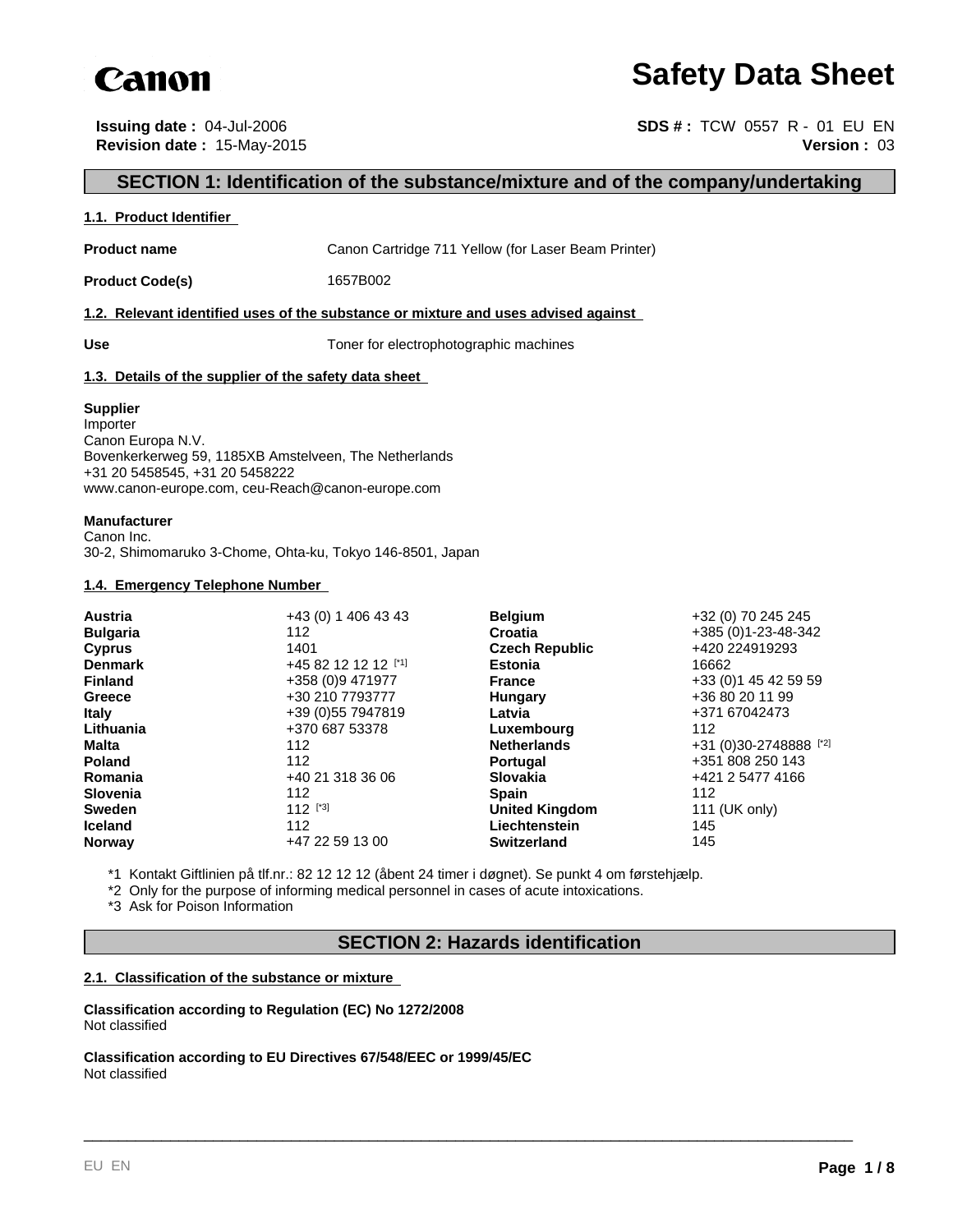**Canon**

# Safety Data Sheet

**Issuing date :** 04-Jul-2006
**Revision date :** 15-May-2015

**SDS # :** TCW 0557 R - 01 EU EN
**Version :** 03

## SECTION 1: Identification of the substance/mixture and of the company/undertaking

### 1.1. Product Identifier

**Product name** Canon Cartridge 711 Yellow (for Laser Beam Printer)

**Product Code(s)** 1657B002

### 1.2. Relevant identified uses of the substance or mixture and uses advised against

**Use** Toner for electrophotographic machines

### 1.3. Details of the supplier of the safety data sheet

**Supplier**
Importer
Canon Europa N.V.
Bovenkerkerweg 59, 1185XB Amstelveen, The Netherlands
+31 20 5458545, +31 20 5458222
www.canon-europe.com, ceu-Reach@canon-europe.com

**Manufacturer**
Canon Inc.
30-2, Shimomaruko 3-Chome, Ohta-ku, Tokyo 146-8501, Japan

### 1.4. Emergency Telephone Number

| | | | |
|---|---|---|---|
| **Austria** | +43 (0) 1 406 43 43 | **Belgium** | +32 (0) 70 245 245 |
| **Bulgaria** | 112 | **Croatia** | +385 (0)1-23-48-342 |
| **Cyprus** | 1401 | **Czech Republic** | +420 224919293 |
| **Denmark** | +45 82 12 12 12 [*1] | **Estonia** | 16662 |
| **Finland** | +358 (0)9 471977 | **France** | +33 (0)1 45 42 59 59 |
| **Greece** | +30 210 7793777 | **Hungary** | +36 80 20 11 99 |
| **Italy** | +39 (0)55 7947819 | **Latvia** | +371 67042473 |
| **Lithuania** | +370 687 53378 | **Luxembourg** | 112 |
| **Malta** | 112 | **Netherlands** | +31 (0)30-2748888 [*2] |
| **Poland** | 112 | **Portugal** | +351 808 250 143 |
| **Romania** | +40 21 318 36 06 | **Slovakia** | +421 2 5477 4166 |
| **Slovenia** | 112 | **Spain** | 112 |
| **Sweden** | 112 [*3] | **United Kingdom** | 111 (UK only) |
| **Iceland** | 112 | **Liechtenstein** | 145 |
| **Norway** | +47 22 59 13 00 | **Switzerland** | 145 |

*1 Kontakt Giftlinien på tlf.nr.: 82 12 12 12 (åbent 24 timer i døgnet). Se punkt 4 om førstehjælp.
*2 Only for the purpose of informing medical personnel in cases of acute intoxications.
*3 Ask for Poison Information

## SECTION 2: Hazards identification

### 2.1. Classification of the substance or mixture

**Classification according to Regulation (EC) No 1272/2008**
Not classified

**Classification according to EU Directives 67/548/EEC or 1999/45/EC**
Not classified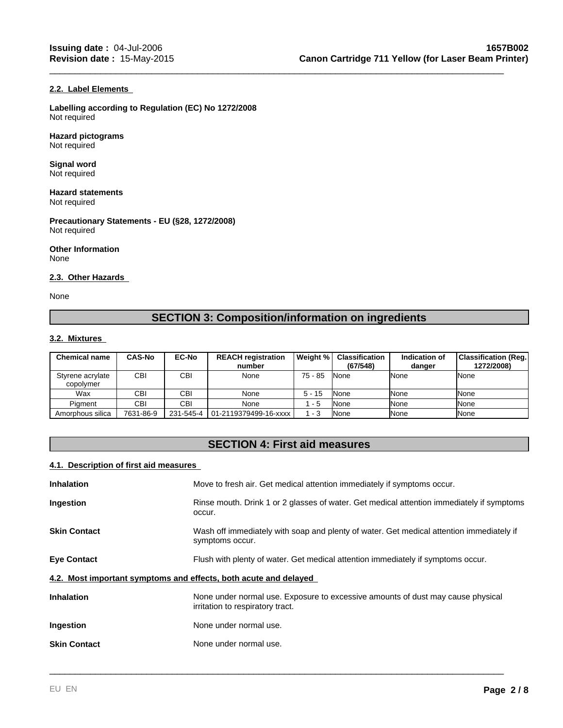#### 2.2. Label Elements

**Labelling according to Regulation (EC) No 1272/2008**
Not required

**Hazard pictograms**
Not required

**Signal word**
Not required

**Hazard statements**
Not required

**Precautionary Statements - EU (§28, 1272/2008)**
Not required

**Other Information**
None

#### 2.3. Other Hazards

None

## SECTION 3: Composition/information on ingredients

#### 3.2. Mixtures

| Chemical name | CAS-No | EC-No | REACH registration number | Weight % | Classification (67/548) | Indication of danger | Classification (Reg. 1272/2008) |
|---|---|---|---|---|---|---|---|
| Styrene acrylate copolymer | CBI | CBI | None | 75 - 85 | None | None | None |
| Wax | CBI | CBI | None | 5 - 15 | None | None | None |
| Pigment | CBI | CBI | None | 1 - 5 | None | None | None |
| Amorphous silica | 7631-86-9 | 231-545-4 | 01-2119379499-16-xxxx | 1 - 3 | None | None | None |

## SECTION 4: First aid measures

#### 4.1. Description of first aid measures

**Inhalation** Move to fresh air. Get medical attention immediately if symptoms occur.

**Ingestion** Rinse mouth. Drink 1 or 2 glasses of water. Get medical attention immediately if symptoms occur.

**Skin Contact** Wash off immediately with soap and plenty of water. Get medical attention immediately if symptoms occur.

**Eye Contact** Flush with plenty of water. Get medical attention immediately if symptoms occur.

#### 4.2. Most important symptoms and effects, both acute and delayed

**Inhalation** None under normal use. Exposure to excessive amounts of dust may cause physical irritation to respiratory tract.

**Ingestion** None under normal use.

**Skin Contact** None under normal use.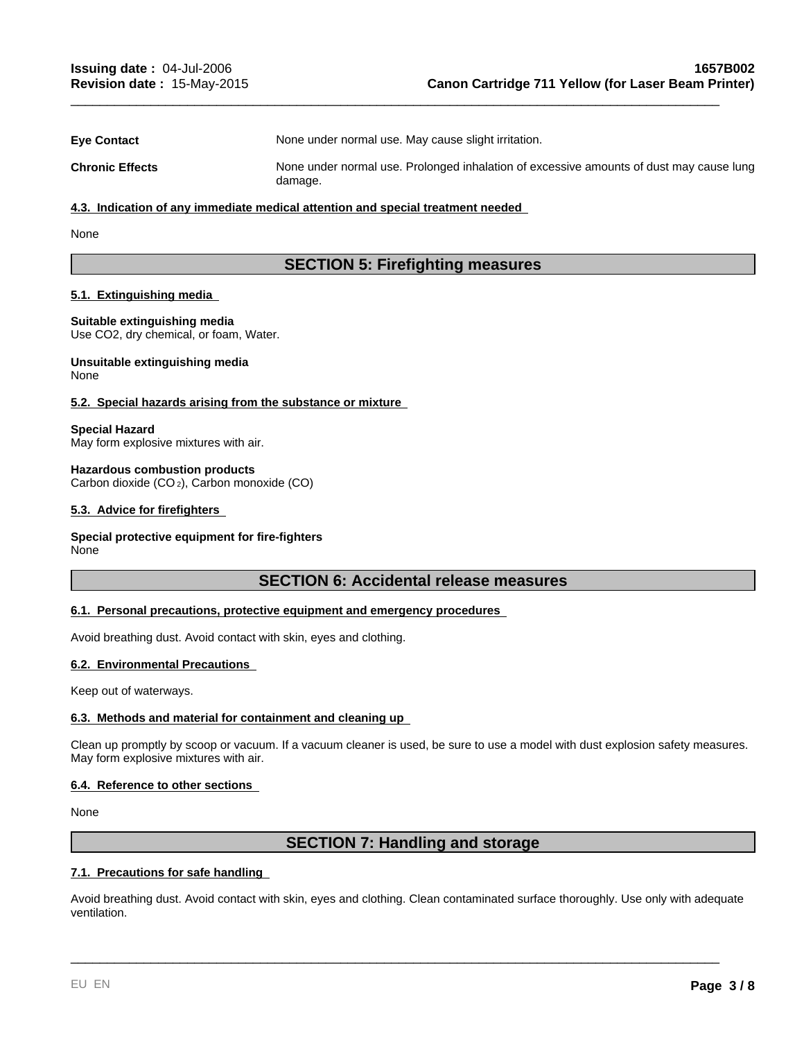| | |
|---|---|
| **Eye Contact** | None under normal use. May cause slight irritation. |
| **Chronic Effects** | None under normal use. Prolonged inhalation of excessive amounts of dust may cause lung damage. |

#### 4.3. Indication of any immediate medical attention and special treatment needed

None

## SECTION 5: Firefighting measures

#### 5.1. Extinguishing media

**Suitable extinguishing media**
Use CO2, dry chemical, or foam, Water.

**Unsuitable extinguishing media**
None

#### 5.2. Special hazards arising from the substance or mixture

**Special Hazard**
May form explosive mixtures with air.

**Hazardous combustion products**
Carbon dioxide ($CO_2$), Carbon monoxide (CO)

#### 5.3. Advice for firefighters

**Special protective equipment for fire-fighters**
None

## SECTION 6: Accidental release measures

#### 6.1. Personal precautions, protective equipment and emergency procedures

Avoid breathing dust. Avoid contact with skin, eyes and clothing.

#### 6.2. Environmental Precautions

Keep out of waterways.

#### 6.3. Methods and material for containment and cleaning up

Clean up promptly by scoop or vacuum. If a vacuum cleaner is used, be sure to use a model with dust explosion safety measures. May form explosive mixtures with air.

#### 6.4. Reference to other sections

None

## SECTION 7: Handling and storage

#### 7.1. Precautions for safe handling

Avoid breathing dust. Avoid contact with skin, eyes and clothing. Clean contaminated surface thoroughly. Use only with adequate ventilation.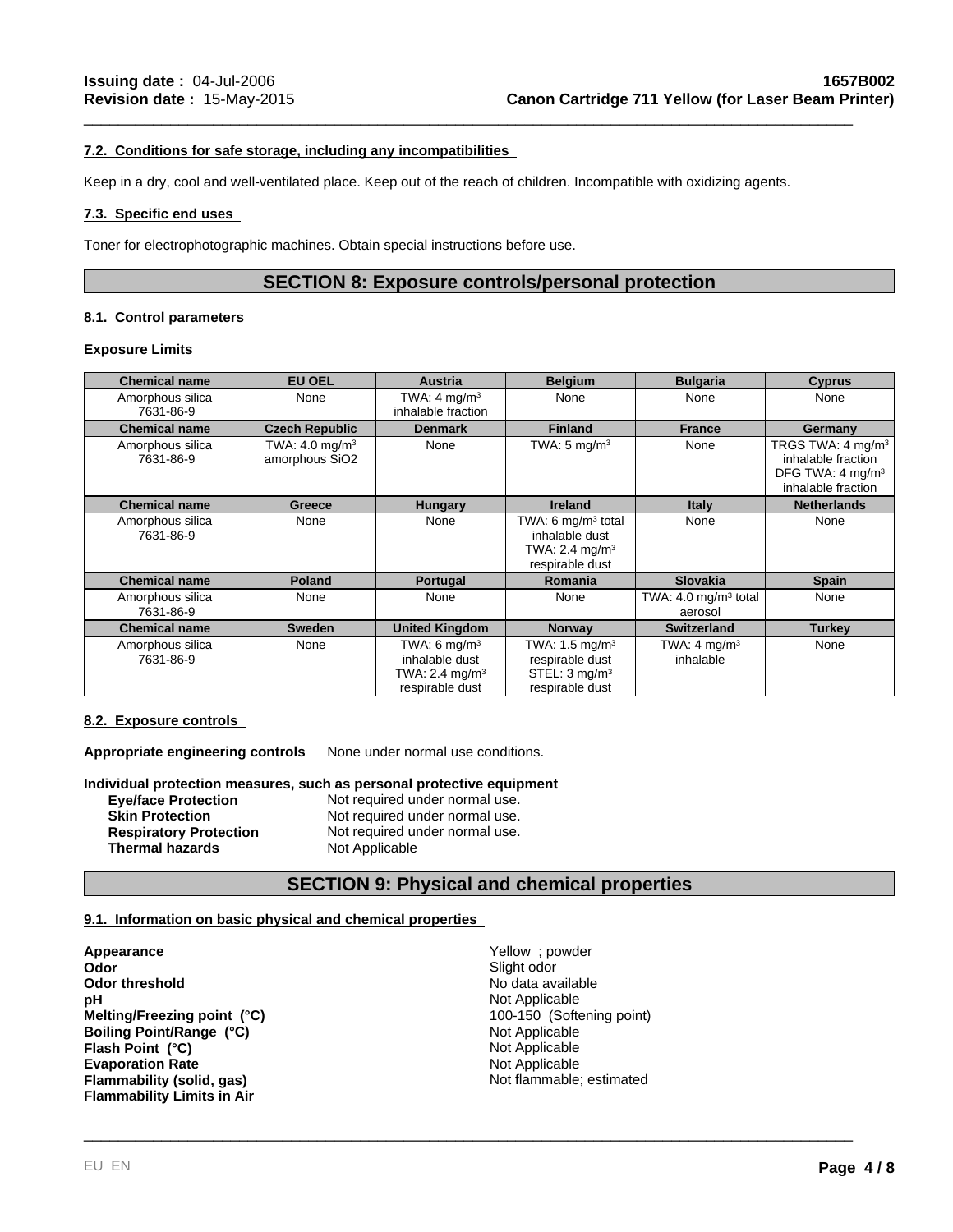#### 7.2. Conditions for safe storage, including any incompatibilities

Keep in a dry, cool and well-ventilated place. Keep out of the reach of children. Incompatible with oxidizing agents.

#### 7.3. Specific end uses

Toner for electrophotographic machines. Obtain special instructions before use.

## SECTION 8: Exposure controls/personal protection

#### 8.1. Control parameters

**Exposure Limits**

| Chemical name | EU OEL | Austria | Belgium | Bulgaria | Cyprus |
|---|---|---|---|---|---|
| Amorphous silica 7631-86-9 | None | TWA: 4 mg/m$^3$ inhalable fraction | None | None | None |
| **Chemical name** | **Czech Republic** | **Denmark** | **Finland** | **France** | **Germany** |
| Amorphous silica 7631-86-9 | TWA: 4.0 mg/m$^3$ amorphous $SiO_2$ | None | TWA: 5 mg/m$^3$ | None | TRGS TWA: 4 mg/m$^3$ inhalable fraction DFG TWA: 4 mg/m$^3$ inhalable fraction |
| **Chemical name** | **Greece** | **Hungary** | **Ireland** | **Italy** | **Netherlands** |
| Amorphous silica 7631-86-9 | None | None | TWA: 6 mg/m$^3$ total inhalable dust TWA: 2.4 mg/m$^3$ respirable dust | None | None |
| **Chemical name** | **Poland** | **Portugal** | **Romania** | **Slovakia** | **Spain** |
| Amorphous silica 7631-86-9 | None | None | None | TWA: 4.0 mg/m$^3$ total aerosol | None |
| **Chemical name** | **Sweden** | **United Kingdom** | **Norway** | **Switzerland** | **Turkey** |
| Amorphous silica 7631-86-9 | None | TWA: 6 mg/m$^3$ inhalable dust TWA: 2.4 mg/m$^3$ respirable dust | TWA: 1.5 mg/m$^3$ respirable dust STEL: 3 mg/m$^3$ respirable dust | TWA: 4 mg/m$^3$ inhalable | None |

#### 8.2. Exposure controls

**Appropriate engineering controls** None under normal use conditions.

**Individual protection measures, such as personal protective equipment**

| | |
|---|---|
| **Eye/face Protection** | Not required under normal use. |
| **Skin Protection** | Not required under normal use. |
| **Respiratory Protection** | Not required under normal use. |
| **Thermal hazards** | Not Applicable |

## SECTION 9: Physical and chemical properties

#### 9.1. Information on basic physical and chemical properties

| | |
|---|---|
| **Appearance** | Yellow ; powder |
| **Odor** | Slight odor |
| **Odor threshold** | No data available |
| **pH** | Not Applicable |
| **Melting/Freezing point (°C)** | 100-150 (Softening point) |
| **Boiling Point/Range (°C)** | Not Applicable |
| **Flash Point (°C)** | Not Applicable |
| **Evaporation Rate** | Not Applicable |
| **Flammability (solid, gas)** | Not flammable; estimated |
| **Flammability Limits in Air** | |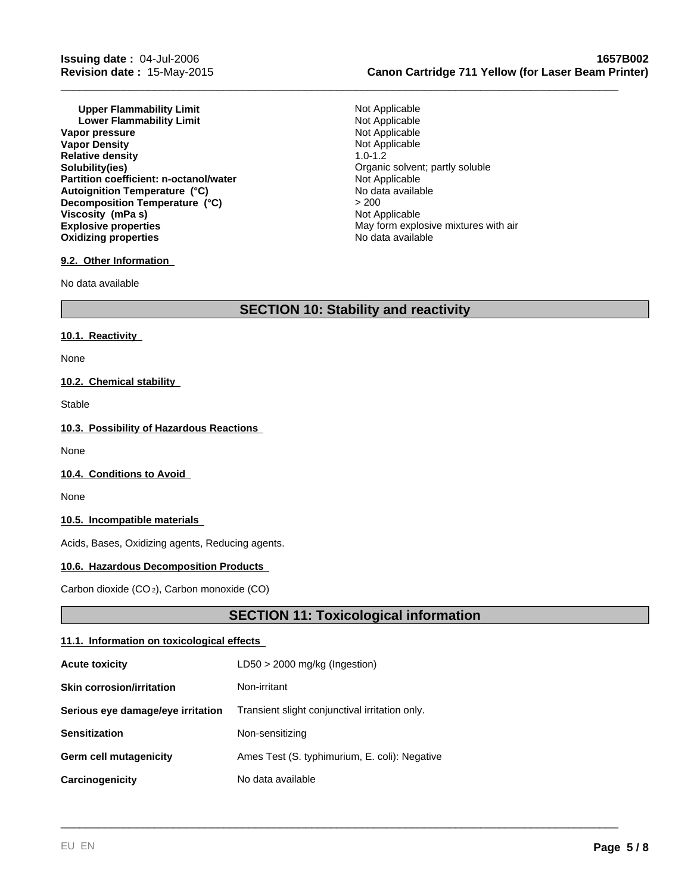| | |
|---|---|
| **Upper Flammability Limit** | Not Applicable |
| **Lower Flammability Limit** | Not Applicable |
| **Vapor pressure** | Not Applicable |
| **Vapor Density** | Not Applicable |
| **Relative density** | 1.0-1.2 |
| **Solubility(ies)** | Organic solvent; partly soluble |
| **Partition coefficient: n-octanol/water** | Not Applicable |
| **Autoignition Temperature (°C)** | No data available |
| **Decomposition Temperature (°C)** | > 200 |
| **Viscosity (mPa s)** | Not Applicable |
| **Explosive properties** | May form explosive mixtures with air |
| **Oxidizing properties** | No data available |

### 9.2. Other Information

No data available

## SECTION 10: Stability and reactivity

### 10.1. Reactivity

None

### 10.2. Chemical stability

Stable

### 10.3. Possibility of Hazardous Reactions

None

### 10.4. Conditions to Avoid

None

### 10.5. Incompatible materials

Acids, Bases, Oxidizing agents, Reducing agents.

### 10.6. Hazardous Decomposition Products

Carbon dioxide ($CO_2$), Carbon monoxide (CO)

## SECTION 11: Toxicological information

### 11.1. Information on toxicological effects

| | |
|---|---|
| **Acute toxicity** | LD50 > 2000 mg/kg (Ingestion) |
| **Skin corrosion/irritation** | Non-irritant |
| **Serious eye damage/eye irritation** | Transient slight conjunctival irritation only. |
| **Sensitization** | Non-sensitizing |
| **Germ cell mutagenicity** | Ames Test (S. typhimurium, E. coli): Negative |
| **Carcinogenicity** | No data available |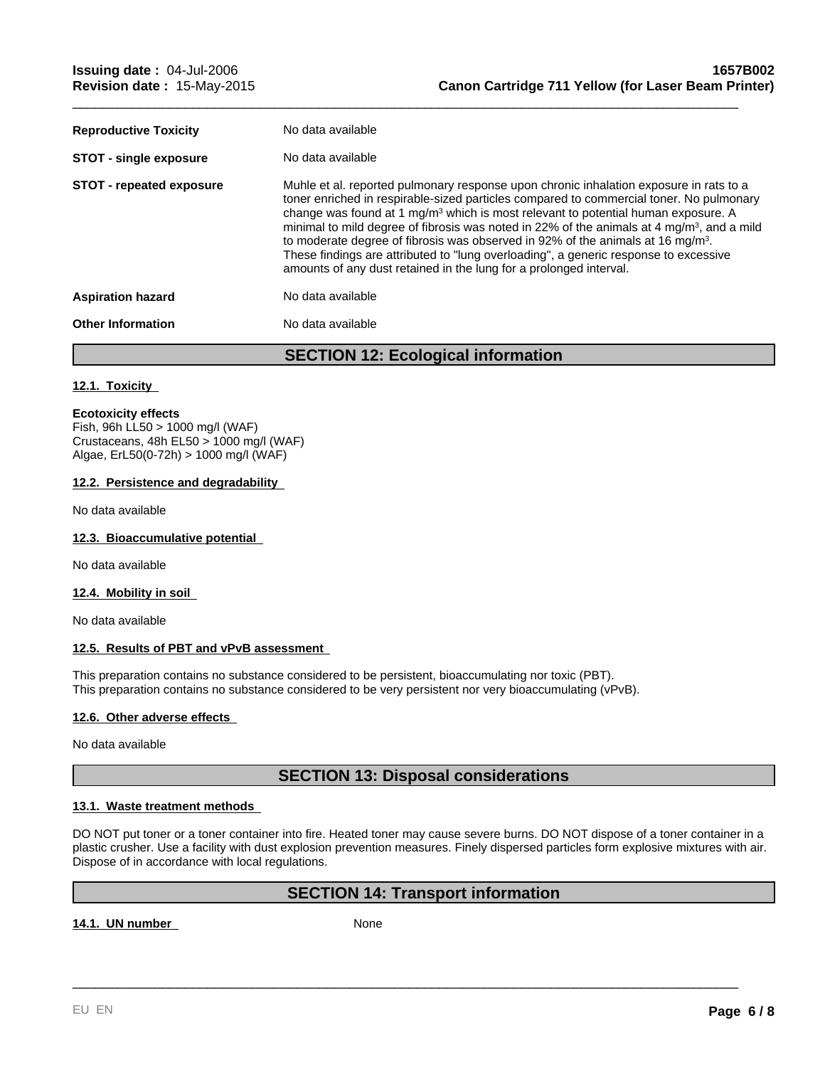| | |
|---|---|
| **Reproductive Toxicity** | No data available |
| **STOT - single exposure** | No data available |
| **STOT - repeated exposure** | Muhle et al. reported pulmonary response upon chronic inhalation exposure in rats to a toner enriched in respirable-sized particles compared to commercial toner. No pulmonary change was found at 1 $mg/m^3$ which is most relevant to potential human exposure. A minimal to mild degree of fibrosis was noted in 22% of the animals at 4 $mg/m^3$, and a mild to moderate degree of fibrosis was observed in 92% of the animals at 16 $mg/m^3$. These findings are attributed to "lung overloading", a generic response to excessive amounts of any dust retained in the lung for a prolonged interval. |
| **Aspiration hazard** | No data available |
| **Other Information** | No data available |

## SECTION 12: Ecological information

### 12.1. Toxicity

**Ecotoxicity effects**
Fish, 96h LL50 > 1000 mg/l (WAF)
Crustaceans, 48h EL50 > 1000 mg/l (WAF)
Algae, ErL50(0-72h) > 1000 mg/l (WAF)

### 12.2. Persistence and degradability

No data available

### 12.3. Bioaccumulative potential

No data available

### 12.4. Mobility in soil

No data available

### 12.5. Results of PBT and vPvB assessment

This preparation contains no substance considered to be persistent, bioaccumulating nor toxic (PBT).
This preparation contains no substance considered to be very persistent nor very bioaccumulating (vPvB).

### 12.6. Other adverse effects

No data available

## SECTION 13: Disposal considerations

### 13.1. Waste treatment methods

DO NOT put toner or a toner container into fire. Heated toner may cause severe burns. DO NOT dispose of a toner container in a plastic crusher. Use a facility with dust explosion prevention measures. Finely dispersed particles form explosive mixtures with air. Dispose of in accordance with local regulations.

## SECTION 14: Transport information

**14.1. UN number** None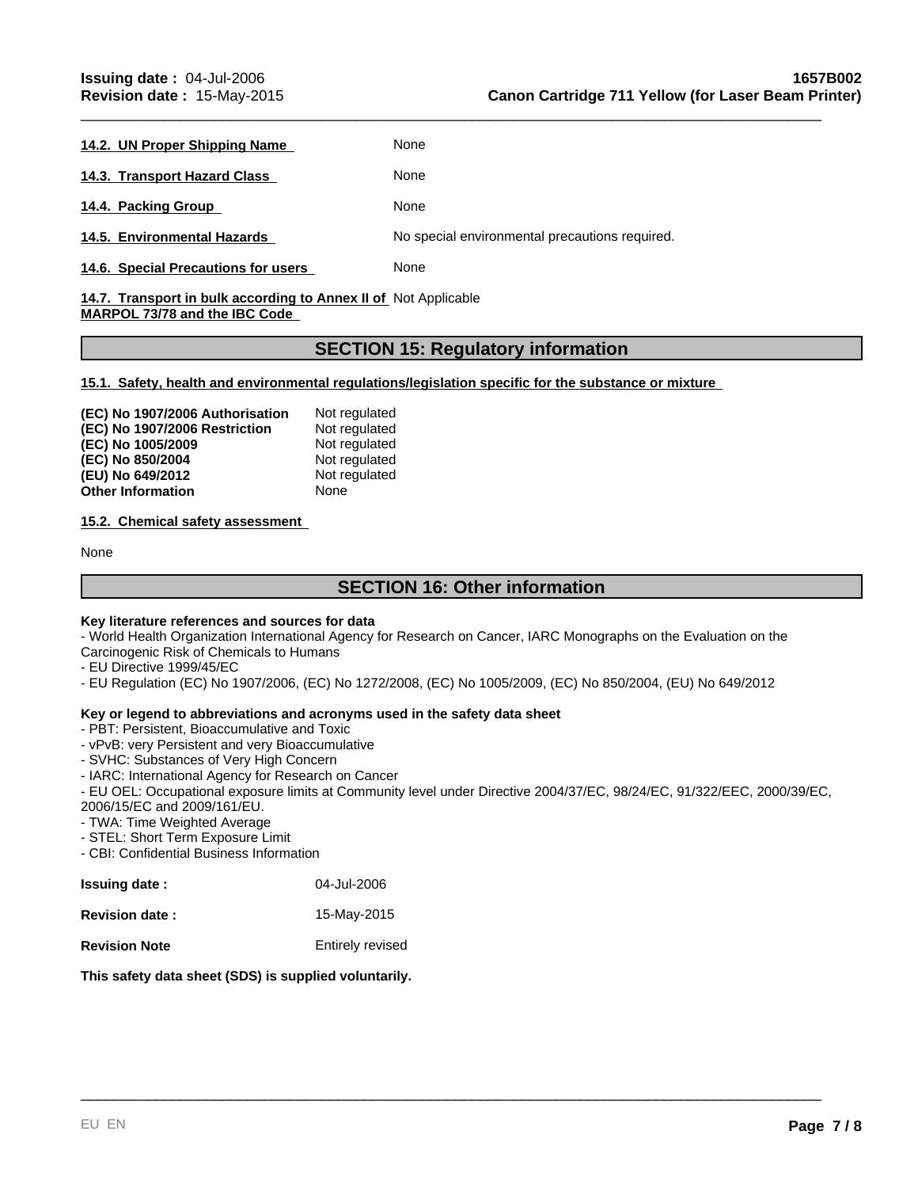| | |
|---|---|
| **14.2. UN Proper Shipping Name** | None |
| **14.3. Transport Hazard Class** | None |
| **14.4. Packing Group** | None |
| **14.5. Environmental Hazards** | No special environmental precautions required. |
| **14.6. Special Precautions for users** | None |
| **14.7. Transport in bulk according to Annex II of MARPOL 73/78 and the IBC Code** | Not Applicable |

## SECTION 15: Regulatory information

**15.1. Safety, health and environmental regulations/legislation specific for the substance or mixture**

| | |
|---|---|
| **(EC) No 1907/2006 Authorisation** | Not regulated |
| **(EC) No 1907/2006 Restriction** | Not regulated |
| **(EC) No 1005/2009** | Not regulated |
| **(EC) No 850/2004** | Not regulated |
| **(EU) No 649/2012** | Not regulated |
| **Other Information** | None |

**15.2. Chemical safety assessment**

None

## SECTION 16: Other information

**Key literature references and sources for data**

- World Health Organization International Agency for Research on Cancer, IARC Monographs on the Evaluation on the Carcinogenic Risk of Chemicals to Humans
- EU Directive 1999/45/EC
- EU Regulation (EC) No 1907/2006, (EC) No 1272/2008, (EC) No 1005/2009, (EC) No 850/2004, (EU) No 649/2012

**Key or legend to abbreviations and acronyms used in the safety data sheet**

- PBT: Persistent, Bioaccumulative and Toxic
- vPvB: very Persistent and very Bioaccumulative
- SVHC: Substances of Very High Concern
- IARC: International Agency for Research on Cancer
- EU OEL: Occupational exposure limits at Community level under Directive 2004/37/EC, 98/24/EC, 91/322/EEC, 2000/39/EC, 2006/15/EC and 2009/161/EU.
- TWA: Time Weighted Average
- STEL: Short Term Exposure Limit
- CBI: Confidential Business Information

| | |
|---|---|
| **Issuing date :** | 04-Jul-2006 |
| **Revision date :** | 15-May-2015 |
| **Revision Note** | Entirely revised |

**This safety data sheet (SDS) is supplied voluntarily.**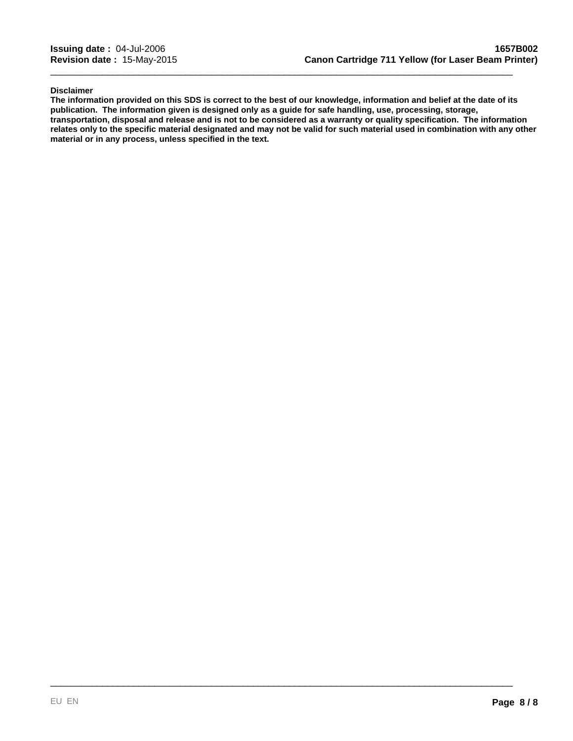**Disclaimer**

**The information provided on this SDS is correct to the best of our knowledge, information and belief at the date of its publication. The information given is designed only as a guide for safe handling, use, processing, storage, transportation, disposal and release and is not to be considered as a warranty or quality specification. The information relates only to the specific material designated and may not be valid for such material used in combination with any other material or in any process, unless specified in the text.**